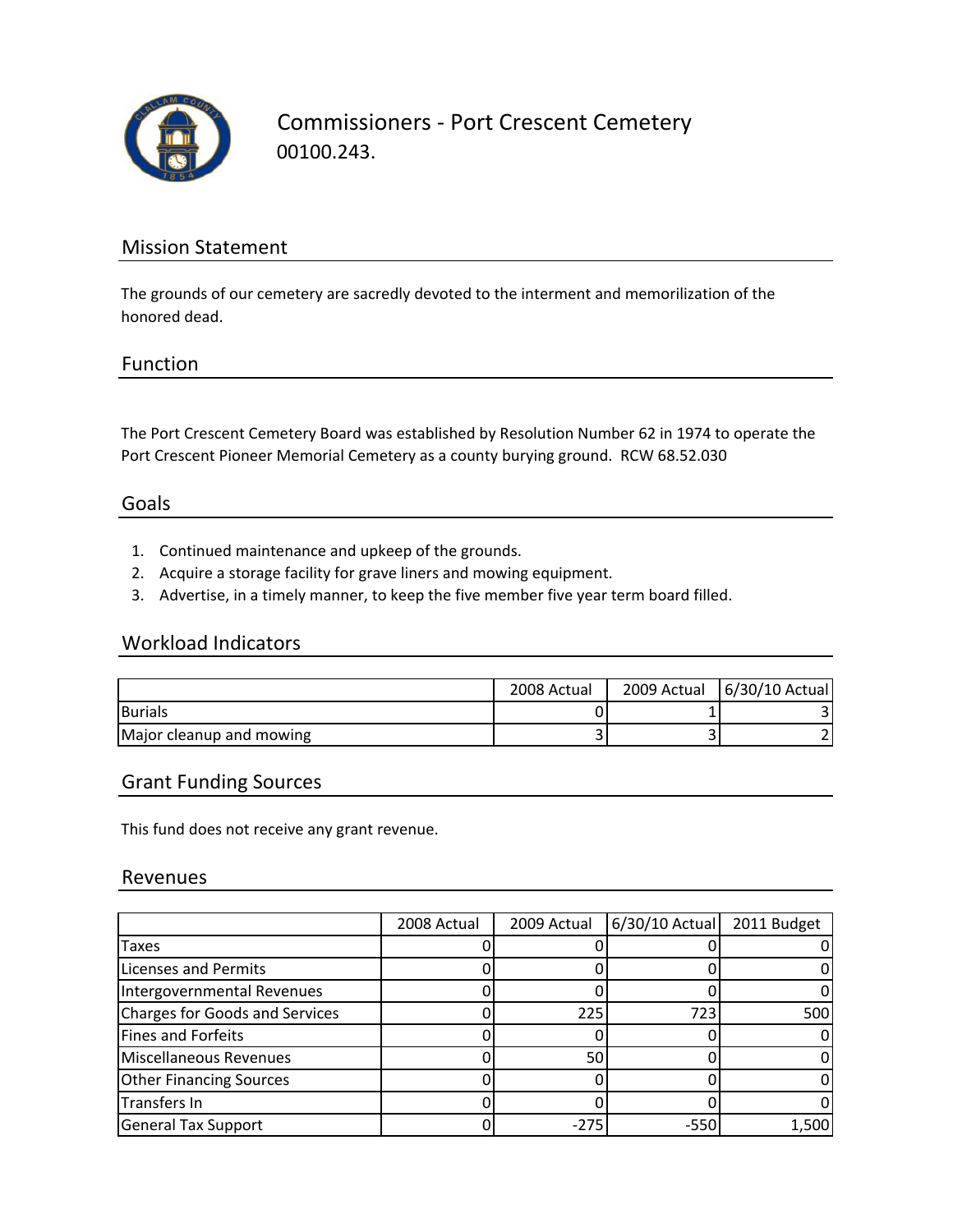# Commissioners - Port Crescent Cemetery

00100.243.

## Mission Statement

The grounds of our cemetery are sacredly devoted to the interment and memorilization of the honored dead.

## Function

The Port Crescent Cemetery Board was established by Resolution Number 62 in 1974 to operate the Port Crescent Pioneer Memorial Cemetery as a county burying ground. RCW 68.52.030

## Goals

1. Continued maintenance and upkeep of the grounds.
2. Acquire a storage facility for grave liners and mowing equipment.
3. Advertise, in a timely manner, to keep the five member five year term board filled.

## Workload Indicators

| | 2008 Actual | 2009 Actual | 6/30/10 Actual |
|---|---|---|---|
| Burials | 0 | 1 | 3 |
| Major cleanup and mowing | 3 | 3 | 2 |

## Grant Funding Sources

This fund does not receive any grant revenue.

## Revenues

| | 2008 Actual | 2009 Actual | 6/30/10 Actual | 2011 Budget |
|---|---|---|---|---|
| Taxes | 0 | 0 | 0 | 0 |
| Licenses and Permits | 0 | 0 | 0 | 0 |
| Intergovernmental Revenues | 0 | 0 | 0 | 0 |
| Charges for Goods and Services | 0 | 225 | 723 | 500 |
| Fines and Forfeits | 0 | 0 | 0 | 0 |
| Miscellaneous Revenues | 0 | 50 | 0 | 0 |
| Other Financing Sources | 0 | 0 | 0 | 0 |
| Transfers In | 0 | 0 | 0 | 0 |
| General Tax Support | 0 | -275 | -550 | 1,500 |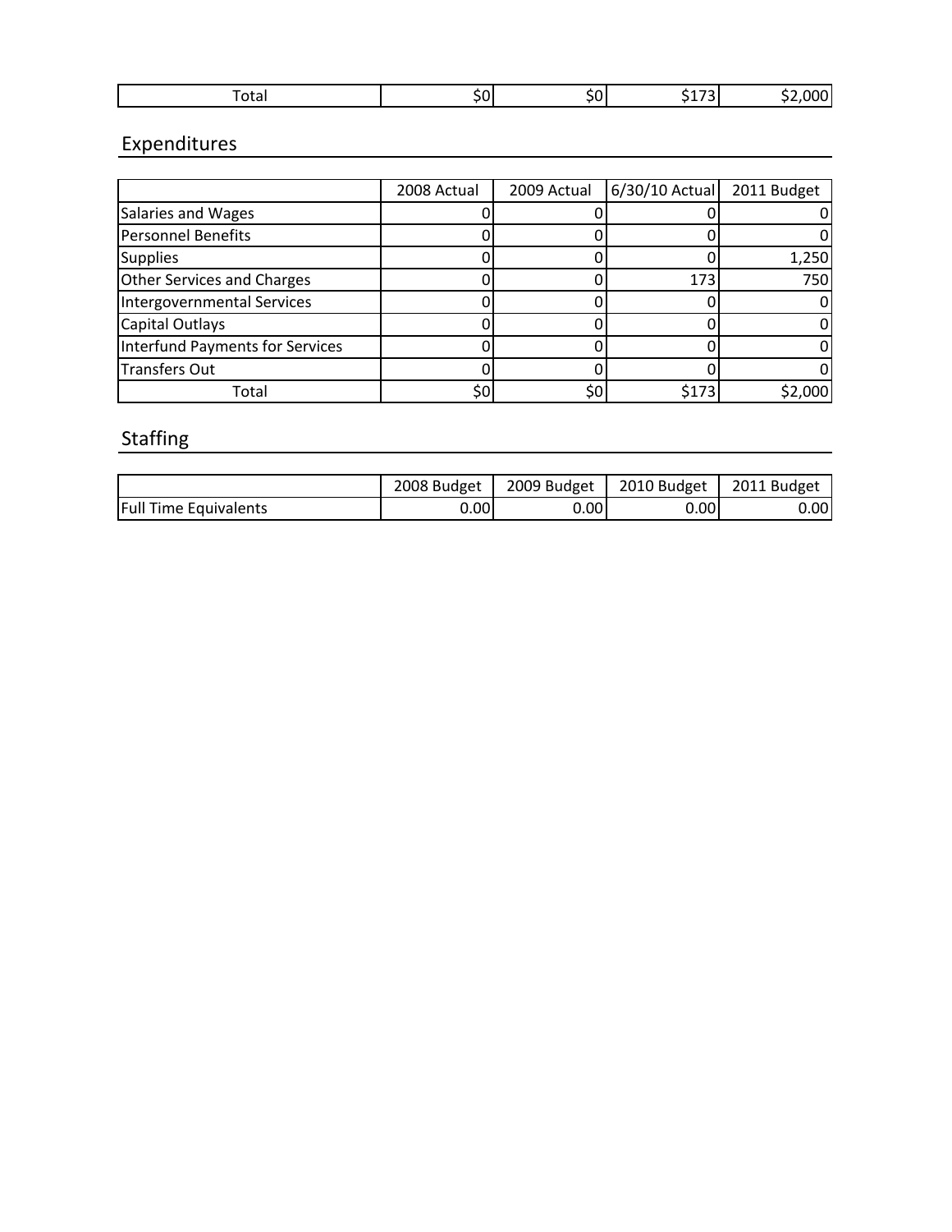| | | | | |
|---|---|---|---|---|
| Total | $0 | $0 | $173 | $2,000 |

## Expenditures

| | 2008 Actual | 2009 Actual | 6/30/10 Actual | 2011 Budget |
|---|---|---|---|---|
| Salaries and Wages | 0 | 0 | 0 | 0 |
| Personnel Benefits | 0 | 0 | 0 | 0 |
| Supplies | 0 | 0 | 0 | 1,250 |
| Other Services and Charges | 0 | 0 | 173 | 750 |
| Intergovernmental Services | 0 | 0 | 0 | 0 |
| Capital Outlays | 0 | 0 | 0 | 0 |
| Interfund Payments for Services | 0 | 0 | 0 | 0 |
| Transfers Out | 0 | 0 | 0 | 0 |
| Total | $0 | $0 | $173 | $2,000 |

## Staffing

| | 2008 Budget | 2009 Budget | 2010 Budget | 2011 Budget |
|---|---|---|---|---|
| Full Time Equivalents | 0.00 | 0.00 | 0.00 | 0.00 |